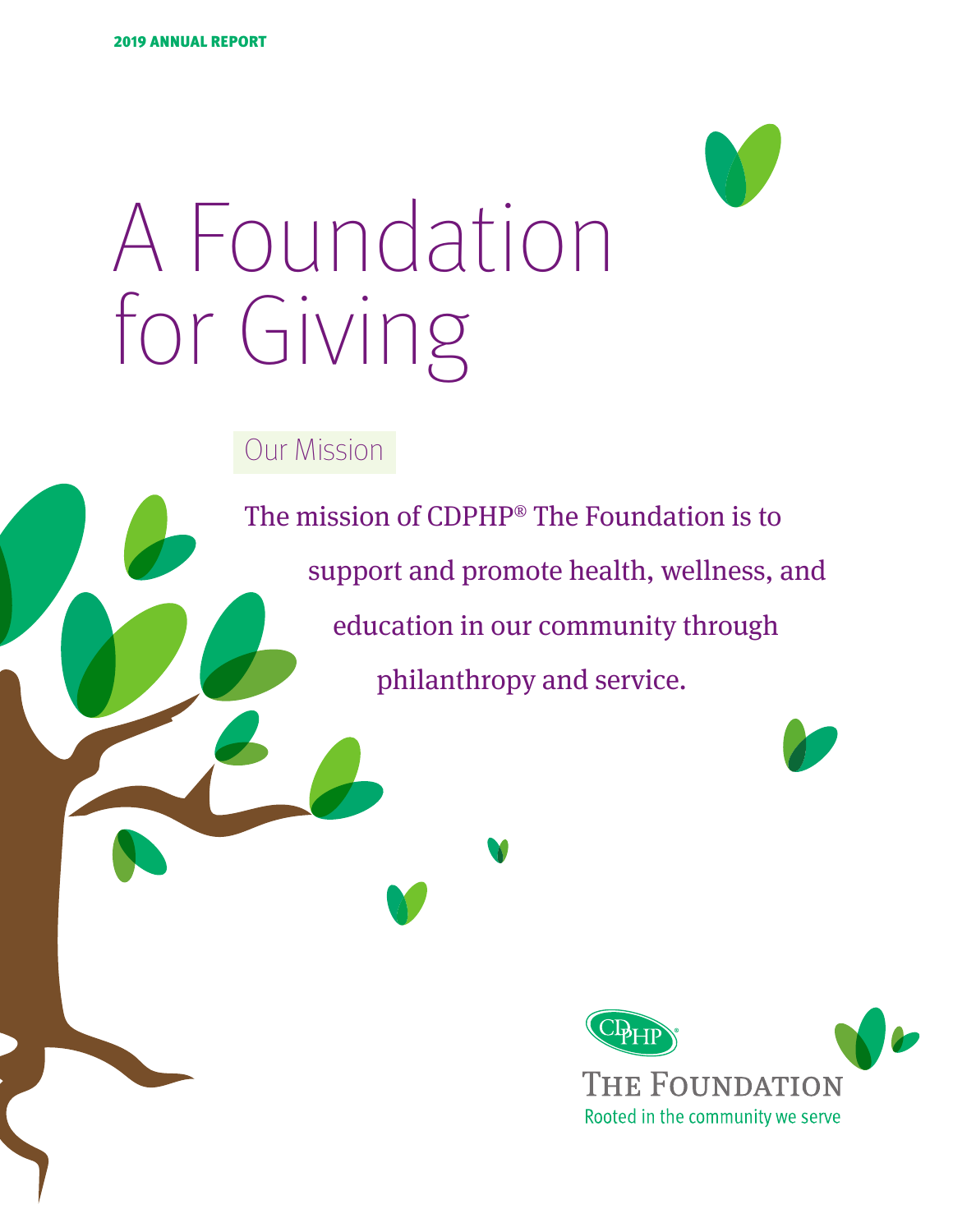2019 ANNUAL REPORT

# A Foundation for Giving

## Our Mission

The mission of CDPHP® The Foundation is to support and promote health, wellness, and education in our community through philanthropy and service.

CDPHP®

THE FOUNDATION

Rooted in the community we serve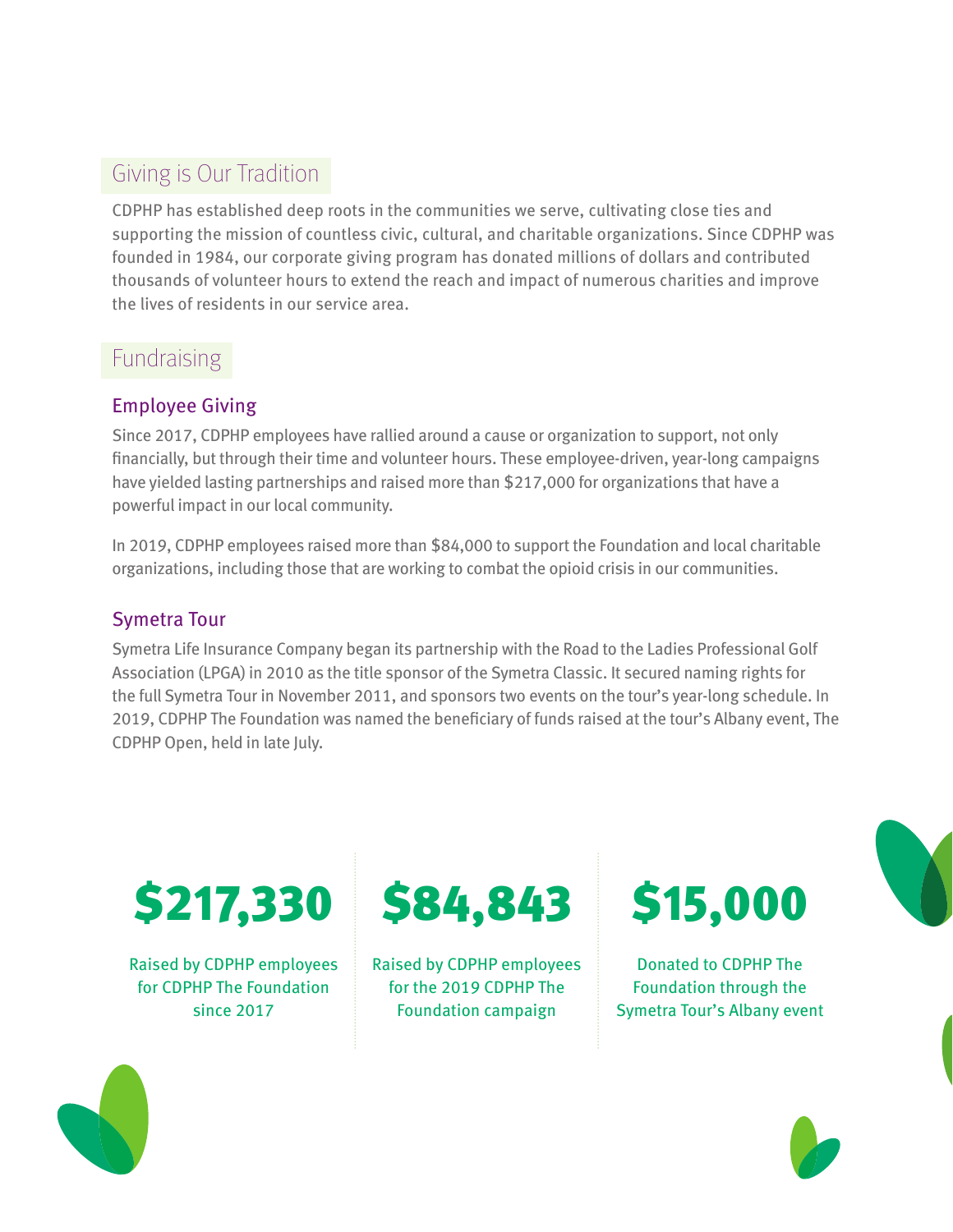## Giving is Our Tradition

CDPHP has established deep roots in the communities we serve, cultivating close ties and supporting the mission of countless civic, cultural, and charitable organizations. Since CDPHP was founded in 1984, our corporate giving program has donated millions of dollars and contributed thousands of volunteer hours to extend the reach and impact of numerous charities and improve the lives of residents in our service area.

## Fundraising

### Employee Giving

Since 2017, CDPHP employees have rallied around a cause or organization to support, not only financially, but through their time and volunteer hours. These employee-driven, year-long campaigns have yielded lasting partnerships and raised more than $217,000 for organizations that have a powerful impact in our local community.

In 2019, CDPHP employees raised more than $84,000 to support the Foundation and local charitable organizations, including those that are working to combat the opioid crisis in our communities.

### Symetra Tour

Symetra Life Insurance Company began its partnership with the Road to the Ladies Professional Golf Association (LPGA) in 2010 as the title sponsor of the Symetra Classic. It secured naming rights for the full Symetra Tour in November 2011, and sponsors two events on the tour's year-long schedule. In 2019, CDPHP The Foundation was named the beneficiary of funds raised at the tour's Albany event, The CDPHP Open, held in late July.

**$217,330**

Raised by CDPHP employees for CDPHP The Foundation since 2017

**$84,843**

Raised by CDPHP employees for the 2019 CDPHP The Foundation campaign

**$15,000**

Donated to CDPHP The Foundation through the Symetra Tour's Albany event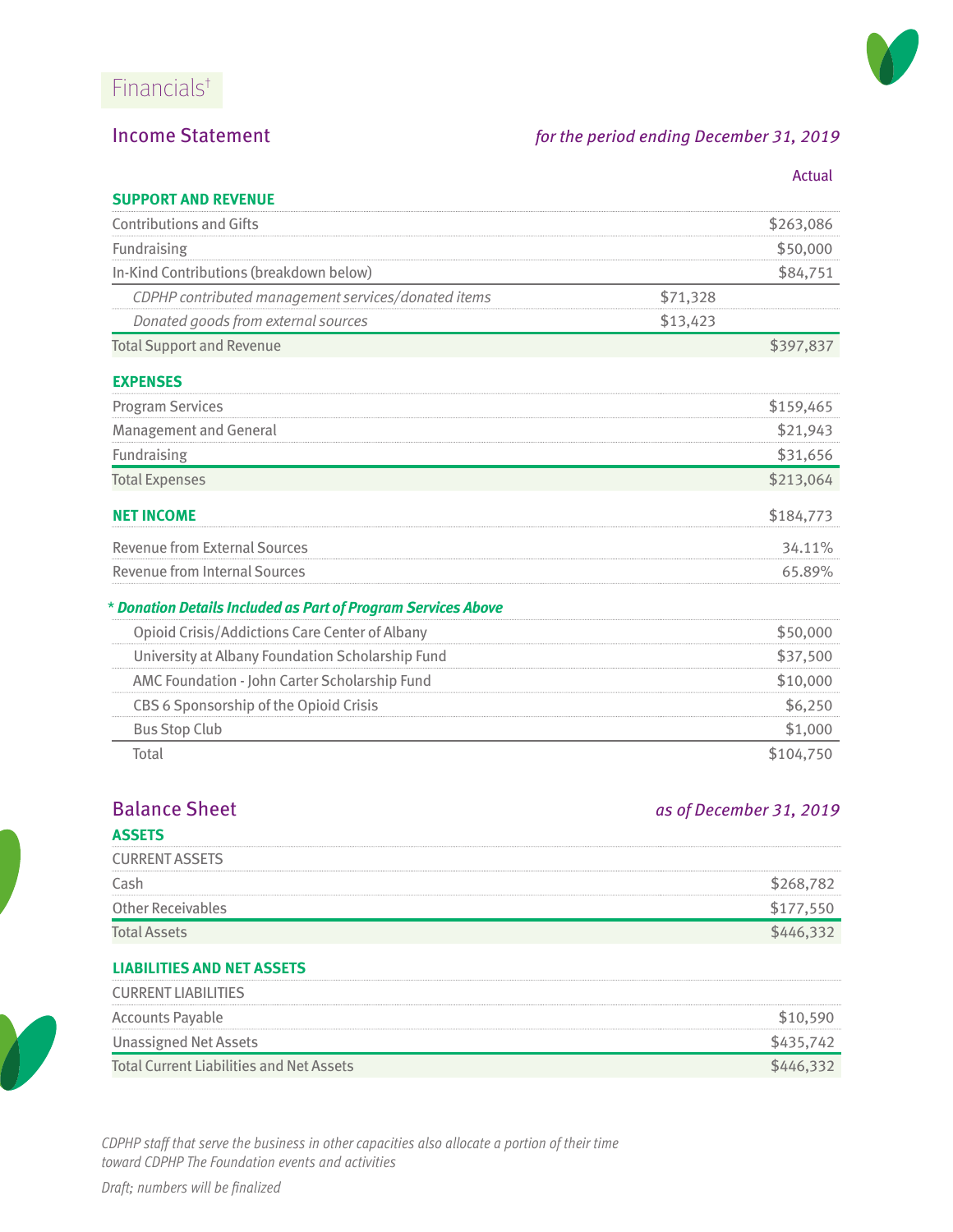# Financials†

## Income Statement

*for the period ending December 31, 2019*

| | | Actual |
|---|---|---|
| **SUPPORT AND REVENUE** | | |
| Contributions and Gifts | | $263,086 |
| Fundraising | | $50,000 |
| In-Kind Contributions (breakdown below) | | $84,751 |
| *CDPHP contributed management services/donated items* | $71,328 | |
| *Donated goods from external sources* | $13,423 | |
| Total Support and Revenue | | $397,837 |
| **EXPENSES** | | |
| Program Services | | $159,465 |
| Management and General | | $21,943 |
| Fundraising | | $31,656 |
| Total Expenses | | $213,064 |
| **NET INCOME** | | $184,773 |
| Revenue from External Sources | | 34.11% |
| Revenue from Internal Sources | | 65.89% |

*\* **Donation Details Included as Part of Program Services Above***

| | |
|---|---|
| Opioid Crisis/Addictions Care Center of Albany | $50,000 |
| University at Albany Foundation Scholarship Fund | $37,500 |
| AMC Foundation - John Carter Scholarship Fund | $10,000 |
| CBS 6 Sponsorship of the Opioid Crisis | $6,250 |
| Bus Stop Club | $1,000 |
| Total | $104,750 |

## Balance Sheet

*as of December 31, 2019*

| | |
|---|---|
| **ASSETS** | |
| CURRENT ASSETS | |
| Cash | $268,782 |
| Other Receivables | $177,550 |
| Total Assets | $446,332 |
| **LIABILITIES AND NET ASSETS** | |
| CURRENT LIABILITIES | |
| Accounts Payable | $10,590 |
| Unassigned Net Assets | $435,742 |
| Total Current Liabilities and Net Assets | $446,332 |

*CDPHP staff that serve the business in other capacities also allocate a portion of their time toward CDPHP The Foundation events and activities*

*Draft; numbers will be finalized*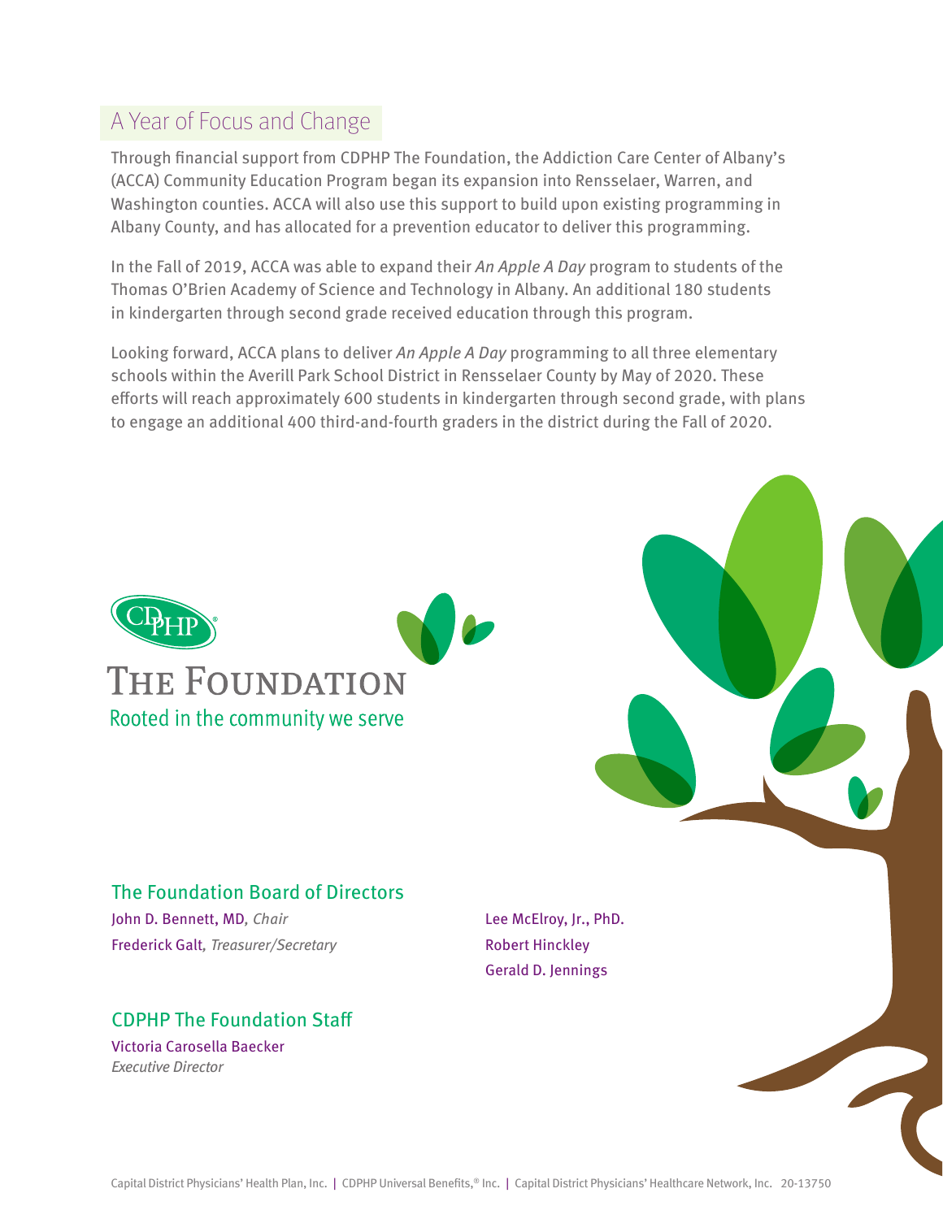## A Year of Focus and Change

Through financial support from CDPHP The Foundation, the Addiction Care Center of Albany's (ACCA) Community Education Program began its expansion into Rensselaer, Warren, and Washington counties. ACCA will also use this support to build upon existing programming in Albany County, and has allocated for a prevention educator to deliver this programming.

In the Fall of 2019, ACCA was able to expand their *An Apple A Day* program to students of the Thomas O'Brien Academy of Science and Technology in Albany. An additional 180 students in kindergarten through second grade received education through this program.

Looking forward, ACCA plans to deliver *An Apple A Day* programming to all three elementary schools within the Averill Park School District in Rensselaer County by May of 2020. These efforts will reach approximately 600 students in kindergarten through second grade, with plans to engage an additional 400 third-and-fourth graders in the district during the Fall of 2020.

CDPHP®

THE FOUNDATION

Rooted in the community we serve

### The Foundation Board of Directors

John D. Bennett, MD, *Chair*
Frederick Galt, *Treasurer/Secretary*
Lee McElroy, Jr., PhD.
Robert Hinckley
Gerald D. Jennings

### CDPHP The Foundation Staff

Victoria Carosella Baecker
*Executive Director*

Capital District Physicians' Health Plan, Inc. | CDPHP Universal Benefits,® Inc. | Capital District Physicians' Healthcare Network, Inc. 20-13750